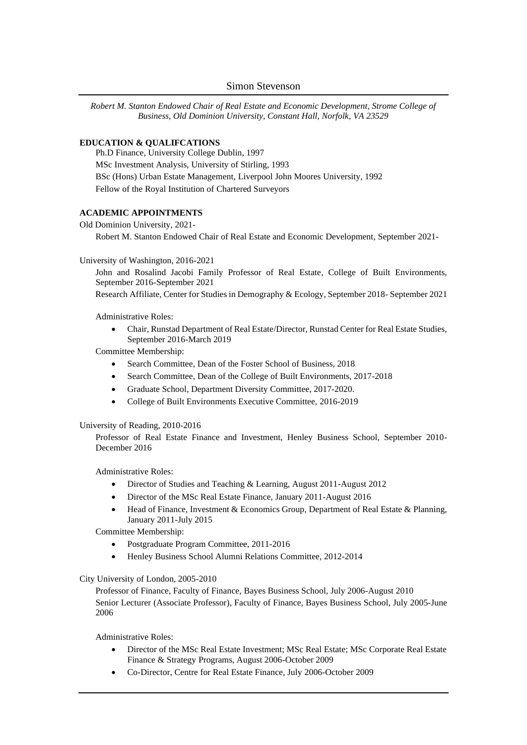# Simon Stevenson

*Robert M. Stanton Endowed Chair of Real Estate and Economic Development, Strome College of Business, Old Dominion University, Constant Hall, Norfolk, VA 23529*

## EDUCATION & QUALIFCATIONS

Ph.D Finance, University College Dublin, 1997

MSc Investment Analysis, University of Stirling, 1993

BSc (Hons) Urban Estate Management, Liverpool John Moores University, 1992

Fellow of the Royal Institution of Chartered Surveyors

## ACADEMIC APPOINTMENTS

Old Dominion University, 2021-

Robert M. Stanton Endowed Chair of Real Estate and Economic Development, September 2021-

University of Washington, 2016-2021

John and Rosalind Jacobi Family Professor of Real Estate, College of Built Environments, September 2016-September 2021

Research Affiliate, Center for Studies in Demography & Ecology, September 2018- September 2021

Administrative Roles:

- Chair, Runstad Department of Real Estate/Director, Runstad Center for Real Estate Studies, September 2016-March 2019

Committee Membership:

- Search Committee, Dean of the Foster School of Business, 2018
- Search Committee, Dean of the College of Built Environments, 2017-2018
- Graduate School, Department Diversity Committee, 2017-2020.
- College of Built Environments Executive Committee, 2016-2019

University of Reading, 2010-2016

Professor of Real Estate Finance and Investment, Henley Business School, September 2010-December 2016

Administrative Roles:

- Director of Studies and Teaching & Learning, August 2011-August 2012
- Director of the MSc Real Estate Finance, January 2011-August 2016
- Head of Finance, Investment & Economics Group, Department of Real Estate & Planning, January 2011-July 2015

Committee Membership:

- Postgraduate Program Committee, 2011-2016
- Henley Business School Alumni Relations Committee, 2012-2014

City University of London, 2005-2010

Professor of Finance, Faculty of Finance, Bayes Business School, July 2006-August 2010

Senior Lecturer (Associate Professor), Faculty of Finance, Bayes Business School, July 2005-June 2006

Administrative Roles:

- Director of the MSc Real Estate Investment; MSc Real Estate; MSc Corporate Real Estate Finance & Strategy Programs, August 2006-October 2009
- Co-Director, Centre for Real Estate Finance, July 2006-October 2009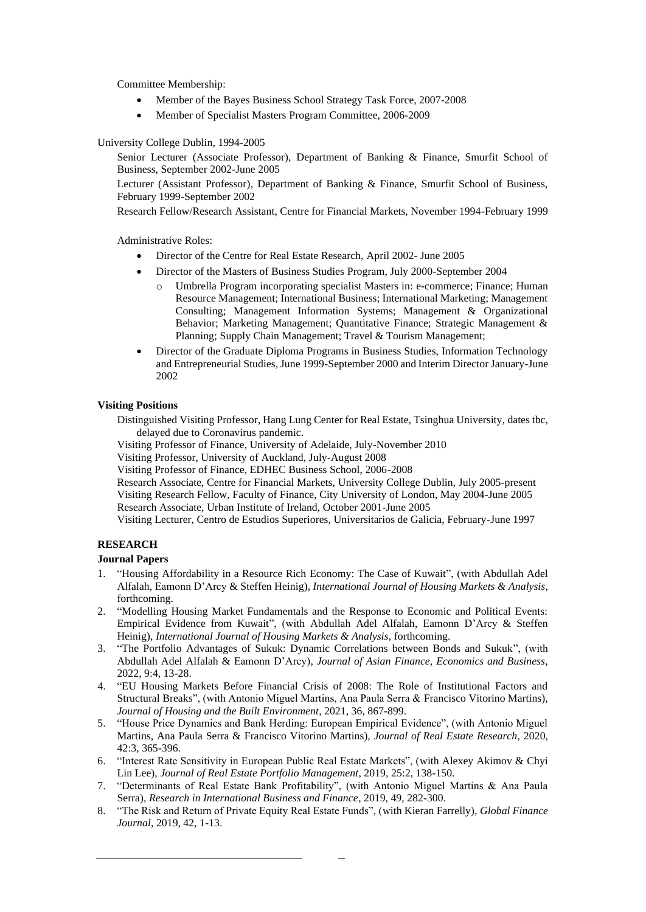Committee Membership:

- Member of the Bayes Business School Strategy Task Force, 2007-2008
- Member of Specialist Masters Program Committee, 2006-2009

University College Dublin, 1994-2005

Senior Lecturer (Associate Professor), Department of Banking & Finance, Smurfit School of Business, September 2002-June 2005

Lecturer (Assistant Professor), Department of Banking & Finance, Smurfit School of Business, February 1999-September 2002

Research Fellow/Research Assistant, Centre for Financial Markets, November 1994-February 1999

Administrative Roles:

- Director of the Centre for Real Estate Research, April 2002- June 2005
- Director of the Masters of Business Studies Program, July 2000-September 2004
  - Umbrella Program incorporating specialist Masters in: e-commerce; Finance; Human Resource Management; International Business; International Marketing; Management Consulting; Management Information Systems; Management & Organizational Behavior; Marketing Management; Quantitative Finance; Strategic Management & Planning; Supply Chain Management; Travel & Tourism Management;
- Director of the Graduate Diploma Programs in Business Studies, Information Technology and Entrepreneurial Studies, June 1999-September 2000 and Interim Director January-June 2002

### Visiting Positions

Distinguished Visiting Professor, Hang Lung Center for Real Estate, Tsinghua University, dates tbc, delayed due to Coronavirus pandemic.

Visiting Professor of Finance, University of Adelaide, July-November 2010

Visiting Professor, University of Auckland, July-August 2008

Visiting Professor of Finance, EDHEC Business School, 2006-2008

Research Associate, Centre for Financial Markets, University College Dublin, July 2005-present

Visiting Research Fellow, Faculty of Finance, City University of London, May 2004-June 2005

Research Associate, Urban Institute of Ireland, October 2001-June 2005

Visiting Lecturer, Centro de Estudios Superiores, Universitarios de Galicia, February-June 1997

## RESEARCH

### Journal Papers

1. "Housing Affordability in a Resource Rich Economy: The Case of Kuwait", (with Abdullah Adel Alfalah, Eamonn D'Arcy & Steffen Heinig), *International Journal of Housing Markets & Analysis*, forthcoming.
2. "Modelling Housing Market Fundamentals and the Response to Economic and Political Events: Empirical Evidence from Kuwait", (with Abdullah Adel Alfalah, Eamonn D'Arcy & Steffen Heinig), *International Journal of Housing Markets & Analysis*, forthcoming.
3. "The Portfolio Advantages of Sukuk: Dynamic Correlations between Bonds and Sukuk", (with Abdullah Adel Alfalah & Eamonn D'Arcy), *Journal of Asian Finance, Economics and Business*, 2022, 9:4, 13-28.
4. "EU Housing Markets Before Financial Crisis of 2008: The Role of Institutional Factors and Structural Breaks", (with Antonio Miguel Martins, Ana Paula Serra & Francisco Vitorino Martins), *Journal of Housing and the Built Environment*, 2021, 36, 867-899.
5. "House Price Dynamics and Bank Herding: European Empirical Evidence", (with Antonio Miguel Martins, Ana Paula Serra & Francisco Vitorino Martins), *Journal of Real Estate Research*, 2020, 42:3, 365-396.
6. "Interest Rate Sensitivity in European Public Real Estate Markets", (with Alexey Akimov & Chyi Lin Lee), *Journal of Real Estate Portfolio Management*, 2019, 25:2, 138-150.
7. "Determinants of Real Estate Bank Profitability", (with Antonio Miguel Martins & Ana Paula Serra), *Research in International Business and Finance*, 2019, 49, 282-300.
8. "The Risk and Return of Private Equity Real Estate Funds", (with Kieran Farrelly), *Global Finance Journal*, 2019, 42, 1-13.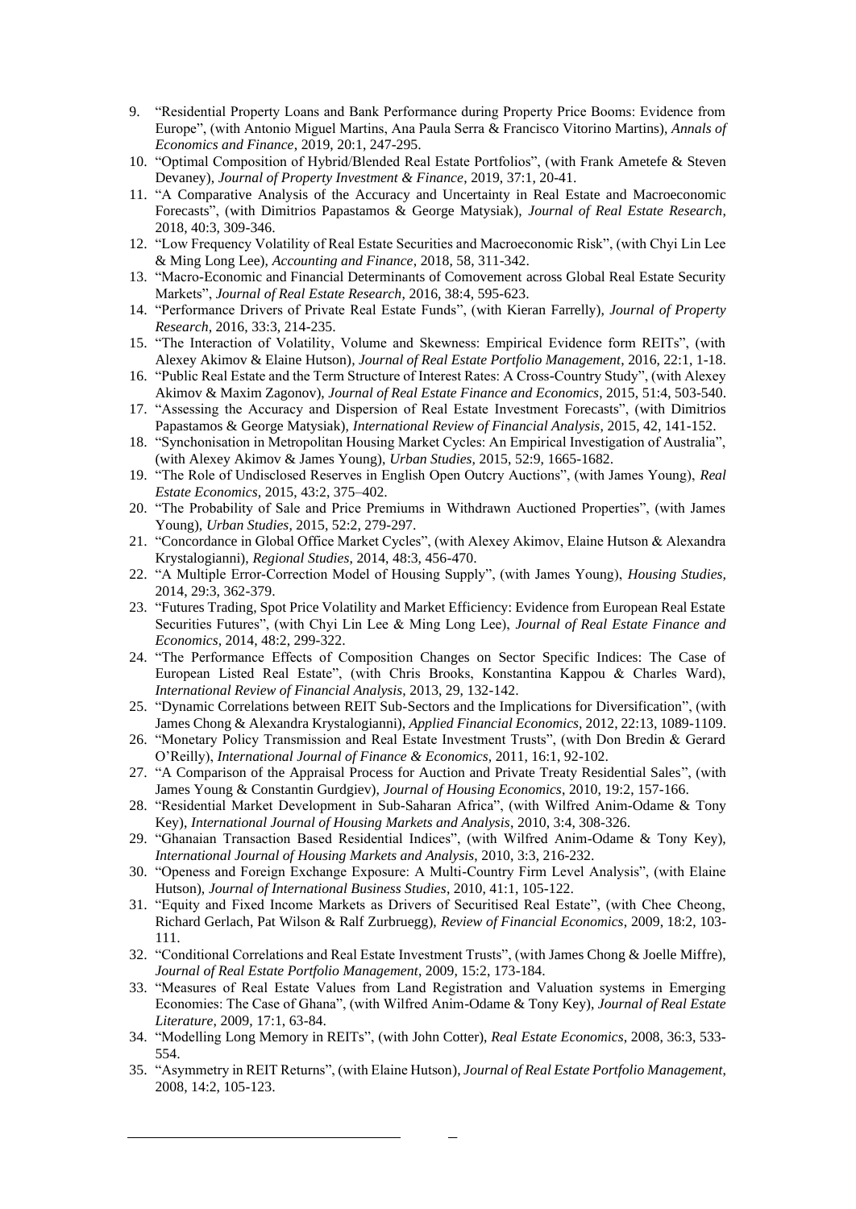9. "Residential Property Loans and Bank Performance during Property Price Booms: Evidence from Europe", (with Antonio Miguel Martins, Ana Paula Serra & Francisco Vitorino Martins), *Annals of Economics and Finance*, 2019, 20:1, 247-295.
10. "Optimal Composition of Hybrid/Blended Real Estate Portfolios", (with Frank Ametefe & Steven Devaney), *Journal of Property Investment & Finance*, 2019, 37:1, 20-41.
11. "A Comparative Analysis of the Accuracy and Uncertainty in Real Estate and Macroeconomic Forecasts", (with Dimitrios Papastamos & George Matysiak), *Journal of Real Estate Research*, 2018, 40:3, 309-346.
12. "Low Frequency Volatility of Real Estate Securities and Macroeconomic Risk", (with Chyi Lin Lee & Ming Long Lee), *Accounting and Finance*, 2018, 58, 311-342.
13. "Macro-Economic and Financial Determinants of Comovement across Global Real Estate Security Markets", *Journal of Real Estate Research*, 2016, 38:4, 595-623.
14. "Performance Drivers of Private Real Estate Funds", (with Kieran Farrelly), *Journal of Property Research*, 2016, 33:3, 214-235.
15. "The Interaction of Volatility, Volume and Skewness: Empirical Evidence form REITs", (with Alexey Akimov & Elaine Hutson), *Journal of Real Estate Portfolio Management*, 2016, 22:1, 1-18.
16. "Public Real Estate and the Term Structure of Interest Rates: A Cross-Country Study", (with Alexey Akimov & Maxim Zagonov), *Journal of Real Estate Finance and Economics*, 2015, 51:4, 503-540.
17. "Assessing the Accuracy and Dispersion of Real Estate Investment Forecasts", (with Dimitrios Papastamos & George Matysiak), *International Review of Financial Analysis*, 2015, 42, 141-152.
18. "Synchonisation in Metropolitan Housing Market Cycles: An Empirical Investigation of Australia", (with Alexey Akimov & James Young), *Urban Studies,* 2015, 52:9, 1665-1682.
19. "The Role of Undisclosed Reserves in English Open Outcry Auctions", (with James Young), *Real Estate Economics*, 2015, 43:2, 375–402.
20. "The Probability of Sale and Price Premiums in Withdrawn Auctioned Properties", (with James Young), *Urban Studies*, 2015, 52:2, 279-297.
21. "Concordance in Global Office Market Cycles", (with Alexey Akimov, Elaine Hutson & Alexandra Krystalogianni), *Regional Studies,* 2014, 48:3, 456-470.
22. "A Multiple Error-Correction Model of Housing Supply", (with James Young), *Housing Studies,* 2014, 29:3, 362-379.
23. "Futures Trading, Spot Price Volatility and Market Efficiency: Evidence from European Real Estate Securities Futures", (with Chyi Lin Lee & Ming Long Lee), *Journal of Real Estate Finance and Economics*, 2014, 48:2, 299-322.
24. "The Performance Effects of Composition Changes on Sector Specific Indices: The Case of European Listed Real Estate", (with Chris Brooks, Konstantina Kappou & Charles Ward), *International Review of Financial Analysis*, 2013, 29, 132-142.
25. "Dynamic Correlations between REIT Sub-Sectors and the Implications for Diversification", (with James Chong & Alexandra Krystalogianni), *Applied Financial Economics,* 2012, 22:13, 1089-1109.
26. "Monetary Policy Transmission and Real Estate Investment Trusts", (with Don Bredin & Gerard O'Reilly), *International Journal of Finance & Economics*, 2011, 16:1, 92-102.
27. "A Comparison of the Appraisal Process for Auction and Private Treaty Residential Sales", (with James Young & Constantin Gurdgiev), *Journal of Housing Economics*, 2010, 19:2, 157-166.
28. "Residential Market Development in Sub-Saharan Africa", (with Wilfred Anim-Odame & Tony Key), *International Journal of Housing Markets and Analysis*, 2010, 3:4, 308-326.
29. "Ghanaian Transaction Based Residential Indices", (with Wilfred Anim-Odame & Tony Key), *International Journal of Housing Markets and Analysis*, 2010, 3:3, 216-232.
30. "Openess and Foreign Exchange Exposure: A Multi-Country Firm Level Analysis", (with Elaine Hutson), *Journal of International Business Studies*, 2010, 41:1, 105-122.
31. "Equity and Fixed Income Markets as Drivers of Securitised Real Estate", (with Chee Cheong, Richard Gerlach, Pat Wilson & Ralf Zurbruegg), *Review of Financial Economics*, 2009, 18:2, 103-111.
32. "Conditional Correlations and Real Estate Investment Trusts", (with James Chong & Joelle Miffre), *Journal of Real Estate Portfolio Management*, 2009, 15:2, 173-184.
33. "Measures of Real Estate Values from Land Registration and Valuation systems in Emerging Economies: The Case of Ghana", (with Wilfred Anim-Odame & Tony Key), *Journal of Real Estate Literature*, 2009, 17:1, 63-84.
34. "Modelling Long Memory in REITs", (with John Cotter), *Real Estate Economics*, 2008, 36:3, 533-554.
35. "Asymmetry in REIT Returns", (with Elaine Hutson), *Journal of Real Estate Portfolio Management*, 2008, 14:2, 105-123.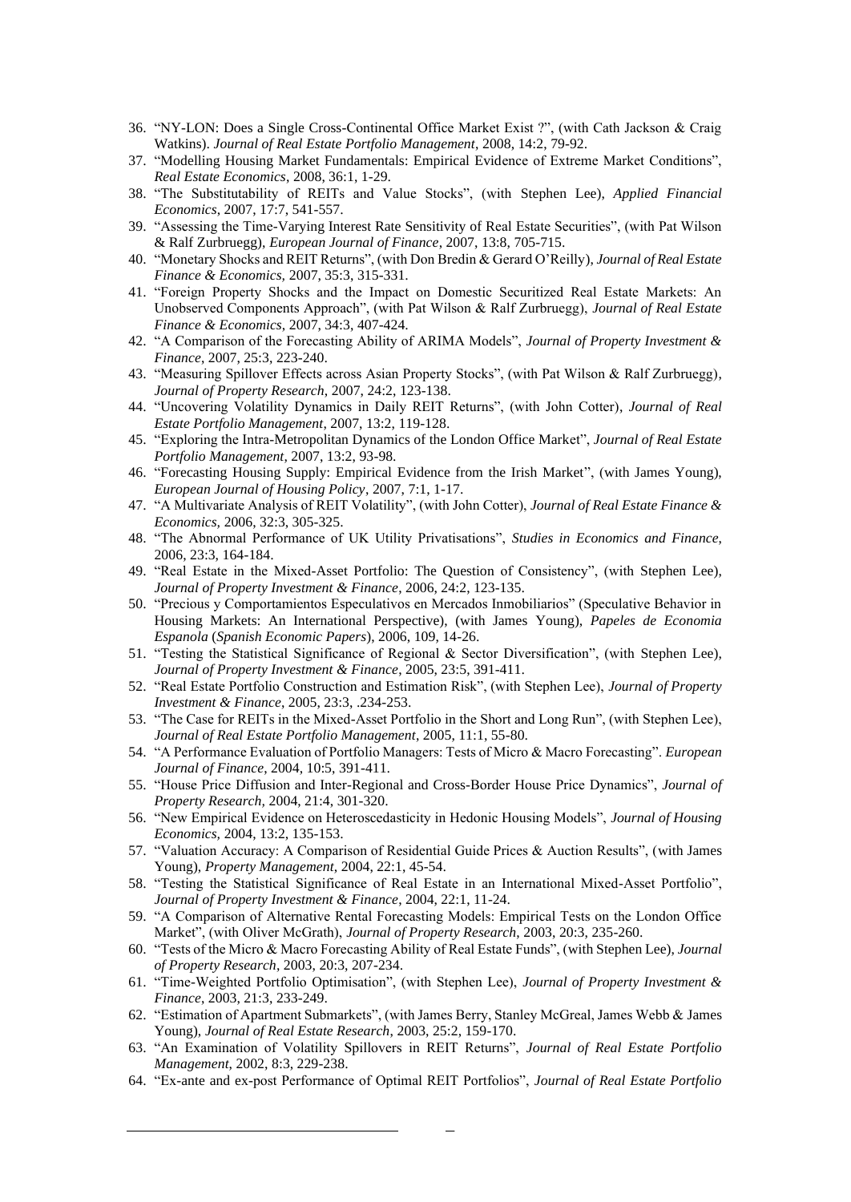36. "NY-LON: Does a Single Cross-Continental Office Market Exist ?", (with Cath Jackson & Craig Watkins). *Journal of Real Estate Portfolio Management*, 2008, 14:2, 79-92.
37. "Modelling Housing Market Fundamentals: Empirical Evidence of Extreme Market Conditions", *Real Estate Economics*, 2008, 36:1, 1-29.
38. "The Substitutability of REITs and Value Stocks", (with Stephen Lee), *Applied Financial Economics*, 2007, 17:7, 541-557.
39. "Assessing the Time-Varying Interest Rate Sensitivity of Real Estate Securities", (with Pat Wilson & Ralf Zurbruegg), *European Journal of Finance*, 2007, 13:8, 705-715.
40. "Monetary Shocks and REIT Returns", (with Don Bredin & Gerard O'Reilly), *Journal of Real Estate Finance & Economics,* 2007, 35:3, 315-331.
41. "Foreign Property Shocks and the Impact on Domestic Securitized Real Estate Markets: An Unobserved Components Approach", (with Pat Wilson & Ralf Zurbruegg), *Journal of Real Estate Finance & Economics*, 2007, 34:3, 407-424.
42. "A Comparison of the Forecasting Ability of ARIMA Models", *Journal of Property Investment & Finance*, 2007, 25:3, 223-240.
43. "Measuring Spillover Effects across Asian Property Stocks", (with Pat Wilson & Ralf Zurbruegg), *Journal of Property Research*, 2007, 24:2, 123-138.
44. "Uncovering Volatility Dynamics in Daily REIT Returns", (with John Cotter), *Journal of Real Estate Portfolio Management*, 2007, 13:2, 119-128.
45. "Exploring the Intra-Metropolitan Dynamics of the London Office Market", *Journal of Real Estate Portfolio Management,* 2007, 13:2, 93-98.
46. "Forecasting Housing Supply: Empirical Evidence from the Irish Market", (with James Young), *European Journal of Housing Policy*, 2007, 7:1, 1-17.
47. "A Multivariate Analysis of REIT Volatility", (with John Cotter), *Journal of Real Estate Finance & Economics,* 2006, 32:3, 305-325.
48. "The Abnormal Performance of UK Utility Privatisations", *Studies in Economics and Finance,* 2006, 23:3, 164-184.
49. "Real Estate in the Mixed-Asset Portfolio: The Question of Consistency", (with Stephen Lee), *Journal of Property Investment & Finance*, 2006, 24:2, 123-135.
50. "Precious y Comportamientos Especulativos en Mercados Inmobiliarios" (Speculative Behavior in Housing Markets: An International Perspective), (with James Young), *Papeles de Economia Espanola* (*Spanish Economic Papers*), 2006, 109, 14-26.
51. "Testing the Statistical Significance of Regional & Sector Diversification", (with Stephen Lee), *Journal of Property Investment & Finance*, 2005, 23:5, 391-411.
52. "Real Estate Portfolio Construction and Estimation Risk", (with Stephen Lee), *Journal of Property Investment & Finance*, 2005, 23:3, .234-253.
53. "The Case for REITs in the Mixed-Asset Portfolio in the Short and Long Run", (with Stephen Lee), *Journal of Real Estate Portfolio Management*, 2005, 11:1, 55-80.
54. "A Performance Evaluation of Portfolio Managers: Tests of Micro & Macro Forecasting". *European Journal of Finance*, 2004, 10:5, 391-411.
55. "House Price Diffusion and Inter-Regional and Cross-Border House Price Dynamics", *Journal of Property Research,* 2004, 21:4, 301-320.
56. "New Empirical Evidence on Heteroscedasticity in Hedonic Housing Models", *Journal of Housing Economics,* 2004, 13:2, 135-153.
57. "Valuation Accuracy: A Comparison of Residential Guide Prices & Auction Results", (with James Young), *Property Management*, 2004, 22:1, 45-54.
58. "Testing the Statistical Significance of Real Estate in an International Mixed-Asset Portfolio", *Journal of Property Investment & Finance,* 2004, 22:1, 11-24.
59. "A Comparison of Alternative Rental Forecasting Models: Empirical Tests on the London Office Market", (with Oliver McGrath), *Journal of Property Research*, 2003, 20:3, 235-260.
60. "Tests of the Micro & Macro Forecasting Ability of Real Estate Funds", (with Stephen Lee), *Journal of Property Research*, 2003, 20:3, 207-234.
61. "Time-Weighted Portfolio Optimisation", (with Stephen Lee), *Journal of Property Investment & Finance*, 2003, 21:3, 233-249.
62. "Estimation of Apartment Submarkets", (with James Berry, Stanley McGreal, James Webb & James Young), *Journal of Real Estate Research*, 2003, 25:2, 159-170.
63. "An Examination of Volatility Spillovers in REIT Returns", *Journal of Real Estate Portfolio Management,* 2002, 8:3, 229-238.
64. "Ex-ante and ex-post Performance of Optimal REIT Portfolios", *Journal of Real Estate Portfolio*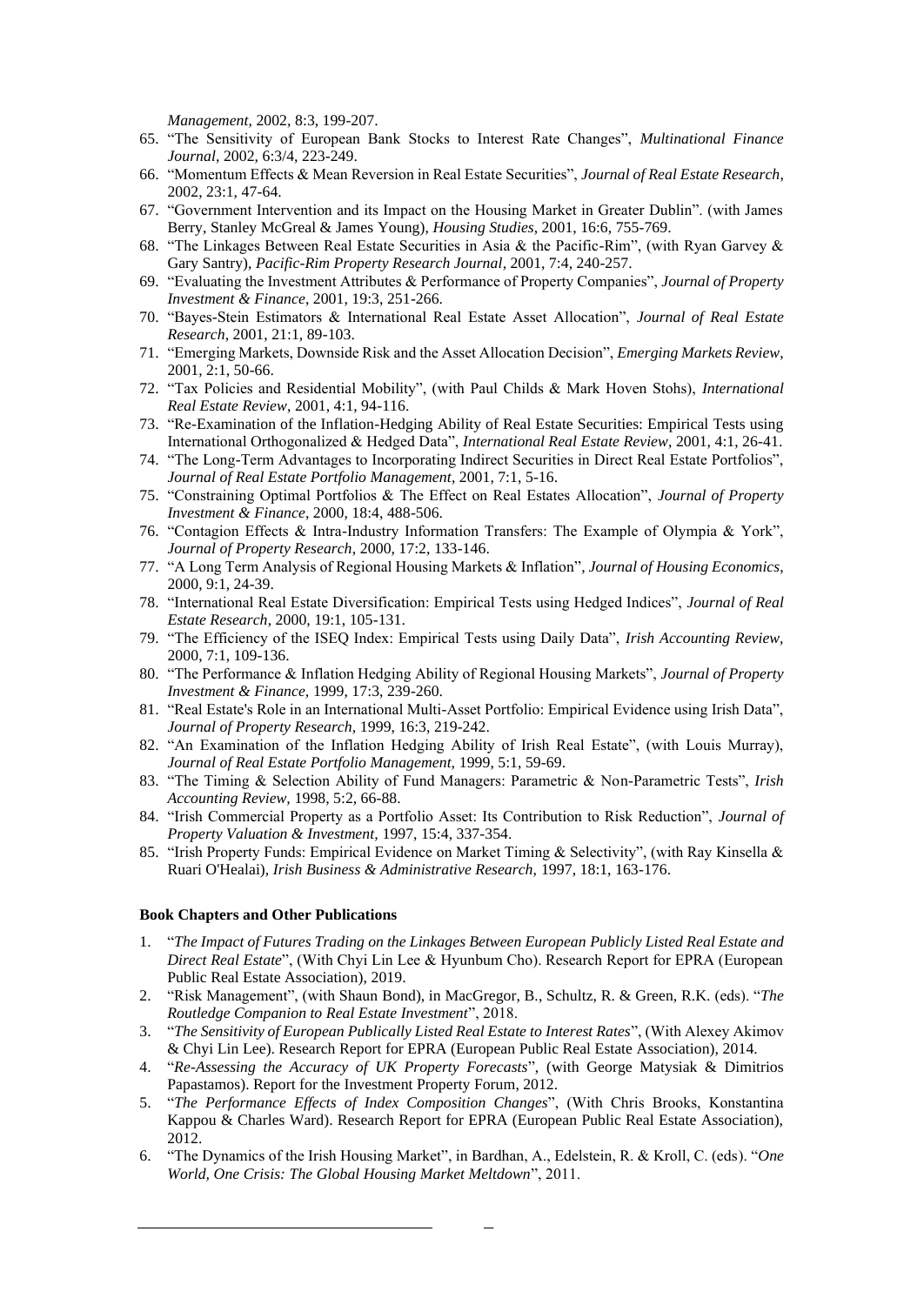*Management*, 2002, 8:3, 199-207.

65. "The Sensitivity of European Bank Stocks to Interest Rate Changes", *Multinational Finance Journal*, 2002, 6:3/4, 223-249.
66. "Momentum Effects & Mean Reversion in Real Estate Securities", *Journal of Real Estate Research*, 2002, 23:1, 47-64.
67. "Government Intervention and its Impact on the Housing Market in Greater Dublin". (with James Berry, Stanley McGreal & James Young), *Housing Studies*, 2001, 16:6, 755-769.
68. "The Linkages Between Real Estate Securities in Asia & the Pacific-Rim", (with Ryan Garvey & Gary Santry), *Pacific-Rim Property Research Journal*, 2001, 7:4, 240-257.
69. "Evaluating the Investment Attributes & Performance of Property Companies", *Journal of Property Investment & Finance*, 2001, 19:3, 251-266.
70. "Bayes-Stein Estimators & International Real Estate Asset Allocation", *Journal of Real Estate Research*, 2001, 21:1, 89-103.
71. "Emerging Markets, Downside Risk and the Asset Allocation Decision", *Emerging Markets Review*, 2001, 2:1, 50-66.
72. "Tax Policies and Residential Mobility", (with Paul Childs & Mark Hoven Stohs), *International Real Estate Review*, 2001, 4:1, 94-116.
73. "Re-Examination of the Inflation-Hedging Ability of Real Estate Securities: Empirical Tests using International Orthogonalized & Hedged Data", *International Real Estate Review*, 2001, 4:1, 26-41.
74. "The Long-Term Advantages to Incorporating Indirect Securities in Direct Real Estate Portfolios", *Journal of Real Estate Portfolio Management*, 2001, 7:1, 5-16.
75. "Constraining Optimal Portfolios & The Effect on Real Estates Allocation", *Journal of Property Investment & Finance*, 2000, 18:4, 488-506.
76. "Contagion Effects & Intra-Industry Information Transfers: The Example of Olympia & York", *Journal of Property Research*, 2000, 17:2, 133-146.
77. "A Long Term Analysis of Regional Housing Markets & Inflation", *Journal of Housing Economics*, 2000, 9:1, 24-39.
78. "International Real Estate Diversification: Empirical Tests using Hedged Indices", *Journal of Real Estate Research*, 2000, 19:1, 105-131.
79. "The Efficiency of the ISEQ Index: Empirical Tests using Daily Data", *Irish Accounting Review*, 2000, 7:1, 109-136.
80. "The Performance & Inflation Hedging Ability of Regional Housing Markets", *Journal of Property Investment & Finance*, 1999, 17:3, 239-260.
81. "Real Estate's Role in an International Multi-Asset Portfolio: Empirical Evidence using Irish Data", *Journal of Property Research*, 1999, 16:3, 219-242.
82. "An Examination of the Inflation Hedging Ability of Irish Real Estate", (with Louis Murray), *Journal of Real Estate Portfolio Management*, 1999, 5:1, 59-69.
83. "The Timing & Selection Ability of Fund Managers: Parametric & Non-Parametric Tests", *Irish Accounting Review*, 1998, 5:2, 66-88.
84. "Irish Commercial Property as a Portfolio Asset: Its Contribution to Risk Reduction", *Journal of Property Valuation & Investment*, 1997, 15:4, 337-354.
85. "Irish Property Funds: Empirical Evidence on Market Timing & Selectivity", (with Ray Kinsella & Ruari O'Healai), *Irish Business & Administrative Research*, 1997, 18:1, 163-176.

**Book Chapters and Other Publications**

1. "*The Impact of Futures Trading on the Linkages Between European Publicly Listed Real Estate and Direct Real Estate*", (With Chyi Lin Lee & Hyunbum Cho). Research Report for EPRA (European Public Real Estate Association), 2019.
2. "Risk Management", (with Shaun Bond), in MacGregor, B., Schultz, R. & Green, R.K. (eds). "*The Routledge Companion to Real Estate Investment*", 2018.
3. "*The Sensitivity of European Publically Listed Real Estate to Interest Rates*", (With Alexey Akimov & Chyi Lin Lee). Research Report for EPRA (European Public Real Estate Association), 2014.
4. "*Re-Assessing the Accuracy of UK Property Forecasts*", (with George Matysiak & Dimitrios Papastamos). Report for the Investment Property Forum, 2012.
5. "*The Performance Effects of Index Composition Changes*", (With Chris Brooks, Konstantina Kappou & Charles Ward). Research Report for EPRA (European Public Real Estate Association), 2012.
6. "The Dynamics of the Irish Housing Market", in Bardhan, A., Edelstein, R. & Kroll, C. (eds). "*One World, One Crisis: The Global Housing Market Meltdown*", 2011.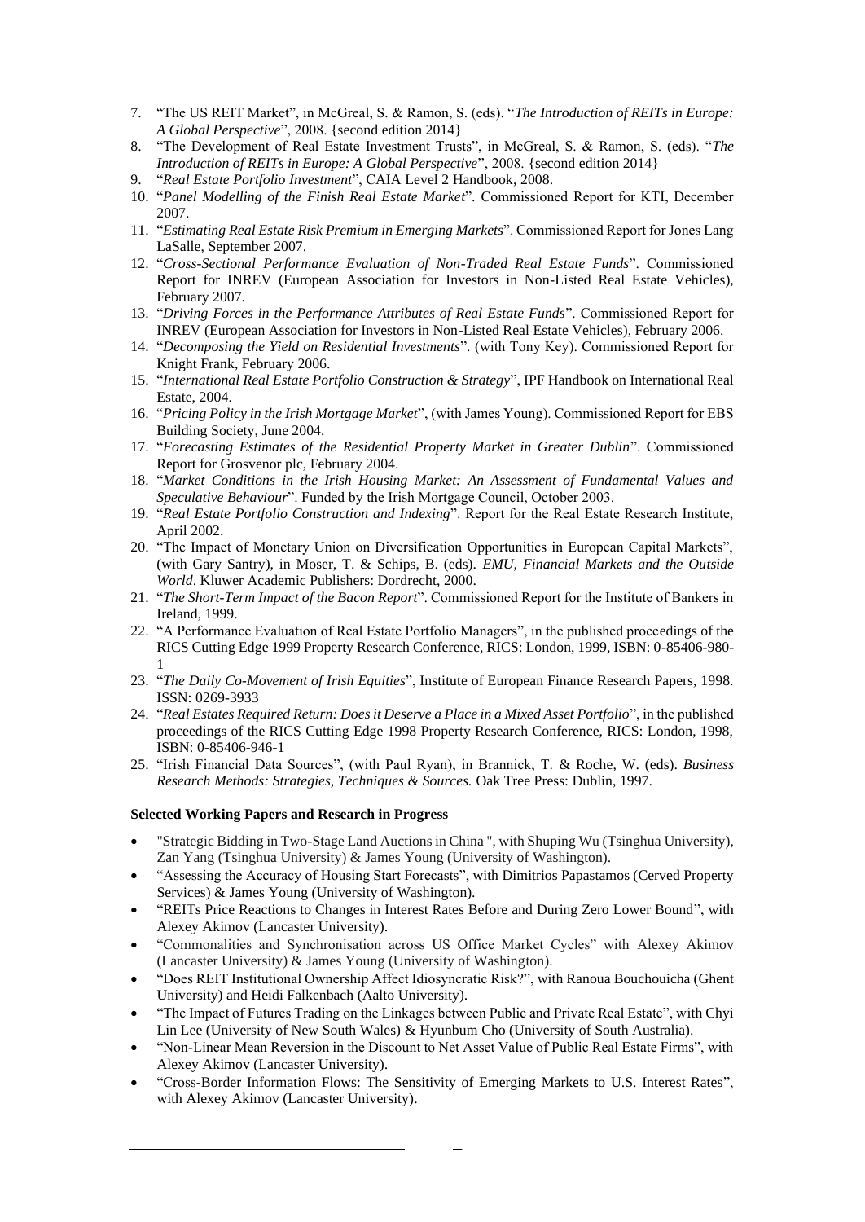7. "The US REIT Market", in McGreal, S. & Ramon, S. (eds). "*The Introduction of REITs in Europe: A Global Perspective*", 2008. {second edition 2014}
8. "The Development of Real Estate Investment Trusts", in McGreal, S. & Ramon, S. (eds). "*The Introduction of REITs in Europe: A Global Perspective*", 2008. {second edition 2014}
9. "*Real Estate Portfolio Investment*", CAIA Level 2 Handbook, 2008.
10. "*Panel Modelling of the Finish Real Estate Market*". Commissioned Report for KTI, December 2007.
11. "*Estimating Real Estate Risk Premium in Emerging Markets*". Commissioned Report for Jones Lang LaSalle, September 2007.
12. "*Cross-Sectional Performance Evaluation of Non-Traded Real Estate Funds*". Commissioned Report for INREV (European Association for Investors in Non-Listed Real Estate Vehicles), February 2007.
13. "*Driving Forces in the Performance Attributes of Real Estate Funds*". Commissioned Report for INREV (European Association for Investors in Non-Listed Real Estate Vehicles), February 2006.
14. "*Decomposing the Yield on Residential Investments*". (with Tony Key). Commissioned Report for Knight Frank, February 2006.
15. "*International Real Estate Portfolio Construction & Strategy*", IPF Handbook on International Real Estate, 2004.
16. "*Pricing Policy in the Irish Mortgage Market*", (with James Young). Commissioned Report for EBS Building Society, June 2004.
17. "*Forecasting Estimates of the Residential Property Market in Greater Dublin*". Commissioned Report for Grosvenor plc, February 2004.
18. "*Market Conditions in the Irish Housing Market: An Assessment of Fundamental Values and Speculative Behaviour*". Funded by the Irish Mortgage Council, October 2003.
19. "*Real Estate Portfolio Construction and Indexing*". Report for the Real Estate Research Institute, April 2002.
20. "The Impact of Monetary Union on Diversification Opportunities in European Capital Markets", (with Gary Santry), in Moser, T. & Schips, B. (eds). *EMU, Financial Markets and the Outside World*. Kluwer Academic Publishers: Dordrecht, 2000.
21. "*The Short-Term Impact of the Bacon Report*". Commissioned Report for the Institute of Bankers in Ireland, 1999.
22. "A Performance Evaluation of Real Estate Portfolio Managers", in the published proceedings of the RICS Cutting Edge 1999 Property Research Conference, RICS: London, 1999, ISBN: 0-85406-980-1
23. "*The Daily Co-Movement of Irish Equities*", Institute of European Finance Research Papers, 1998. ISSN: 0269-3933
24. "*Real Estates Required Return: Does it Deserve a Place in a Mixed Asset Portfolio*", in the published proceedings of the RICS Cutting Edge 1998 Property Research Conference, RICS: London, 1998, ISBN: 0-85406-946-1
25. "Irish Financial Data Sources", (with Paul Ryan), in Brannick, T. & Roche, W. (eds). *Business Research Methods: Strategies, Techniques & Sources.* Oak Tree Press: Dublin, 1997.

**Selected Working Papers and Research in Progress**

- "Strategic Bidding in Two-Stage Land Auctions in China ", with Shuping Wu (Tsinghua University), Zan Yang (Tsinghua University) & James Young (University of Washington).
- "Assessing the Accuracy of Housing Start Forecasts", with Dimitrios Papastamos (Cerved Property Services) & James Young (University of Washington).
- "REITs Price Reactions to Changes in Interest Rates Before and During Zero Lower Bound", with Alexey Akimov (Lancaster University).
- "Commonalities and Synchronisation across US Office Market Cycles" with Alexey Akimov (Lancaster University) & James Young (University of Washington).
- "Does REIT Institutional Ownership Affect Idiosyncratic Risk?", with Ranoua Bouchouicha (Ghent University) and Heidi Falkenbach (Aalto University).
- "The Impact of Futures Trading on the Linkages between Public and Private Real Estate", with Chyi Lin Lee (University of New South Wales) & Hyunbum Cho (University of South Australia).
- "Non-Linear Mean Reversion in the Discount to Net Asset Value of Public Real Estate Firms", with Alexey Akimov (Lancaster University).
- "Cross-Border Information Flows: The Sensitivity of Emerging Markets to U.S. Interest Rates", with Alexey Akimov (Lancaster University).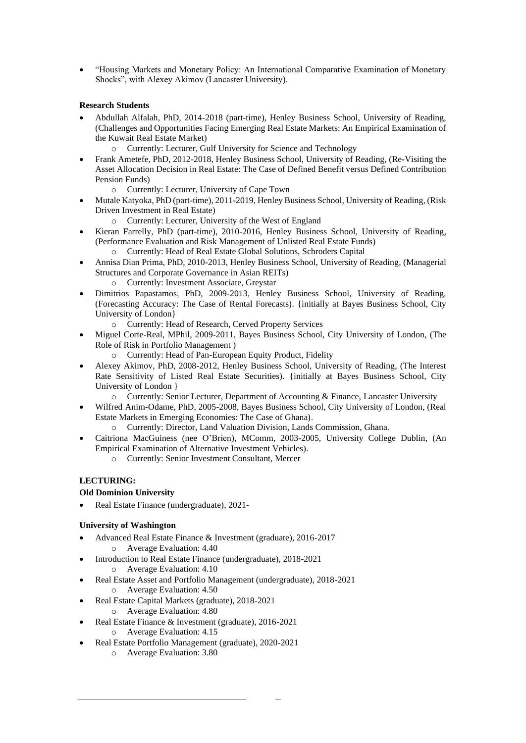- "Housing Markets and Monetary Policy: An International Comparative Examination of Monetary Shocks", with Alexey Akimov (Lancaster University).

**Research Students**

- Abdullah Alfalah, PhD, 2014-2018 (part-time), Henley Business School, University of Reading, (Challenges and Opportunities Facing Emerging Real Estate Markets: An Empirical Examination of the Kuwait Real Estate Market)
  - Currently: Lecturer, Gulf University for Science and Technology
- Frank Ametefe, PhD, 2012-2018, Henley Business School, University of Reading, (Re-Visiting the Asset Allocation Decision in Real Estate: The Case of Defined Benefit versus Defined Contribution Pension Funds)
  - Currently: Lecturer, University of Cape Town
- Mutale Katyoka, PhD (part-time), 2011-2019, Henley Business School, University of Reading, (Risk Driven Investment in Real Estate)
  - Currently: Lecturer, University of the West of England
- Kieran Farrelly, PhD (part-time), 2010-2016, Henley Business School, University of Reading, (Performance Evaluation and Risk Management of Unlisted Real Estate Funds)
  - Currently: Head of Real Estate Global Solutions, Schroders Capital
- Annisa Dian Prima, PhD, 2010-2013, Henley Business School, University of Reading, (Managerial Structures and Corporate Governance in Asian REITs)
  - Currently: Investment Associate, Greystar
- Dimitrios Papastamos, PhD, 2009-2013, Henley Business School, University of Reading, (Forecasting Accuracy: The Case of Rental Forecasts). {initially at Bayes Business School, City University of London}
  - Currently: Head of Research, Cerved Property Services
- Miguel Corte-Real, MPhil, 2009-2011, Bayes Business School, City University of London, (The Role of Risk in Portfolio Management )
  - Currently: Head of Pan-European Equity Product, Fidelity
- Alexey Akimov, PhD, 2008-2012, Henley Business School, University of Reading, (The Interest Rate Sensitivity of Listed Real Estate Securities). {initially at Bayes Business School, City University of London }
  - Currently: Senior Lecturer, Department of Accounting & Finance, Lancaster University
- Wilfred Anim-Odame, PhD, 2005-2008, Bayes Business School, City University of London, (Real Estate Markets in Emerging Economies: The Case of Ghana).
  - Currently: Director, Land Valuation Division, Lands Commission, Ghana.
- Caitriona MacGuiness (nee O'Brien), MComm, 2003-2005, University College Dublin, (An Empirical Examination of Alternative Investment Vehicles).
  - Currently: Senior Investment Consultant, Mercer

## LECTURING:

**Old Dominion University**

- Real Estate Finance (undergraduate), 2021-

**University of Washington**

- Advanced Real Estate Finance & Investment (graduate), 2016-2017
  - Average Evaluation: 4.40
- Introduction to Real Estate Finance (undergraduate), 2018-2021
  - Average Evaluation: 4.10
- Real Estate Asset and Portfolio Management (undergraduate), 2018-2021
  - Average Evaluation: 4.50
- Real Estate Capital Markets (graduate), 2018-2021
  - Average Evaluation: 4.80
- Real Estate Finance & Investment (graduate), 2016-2021
  - Average Evaluation: 4.15
- Real Estate Portfolio Management (graduate), 2020-2021
  - Average Evaluation: 3.80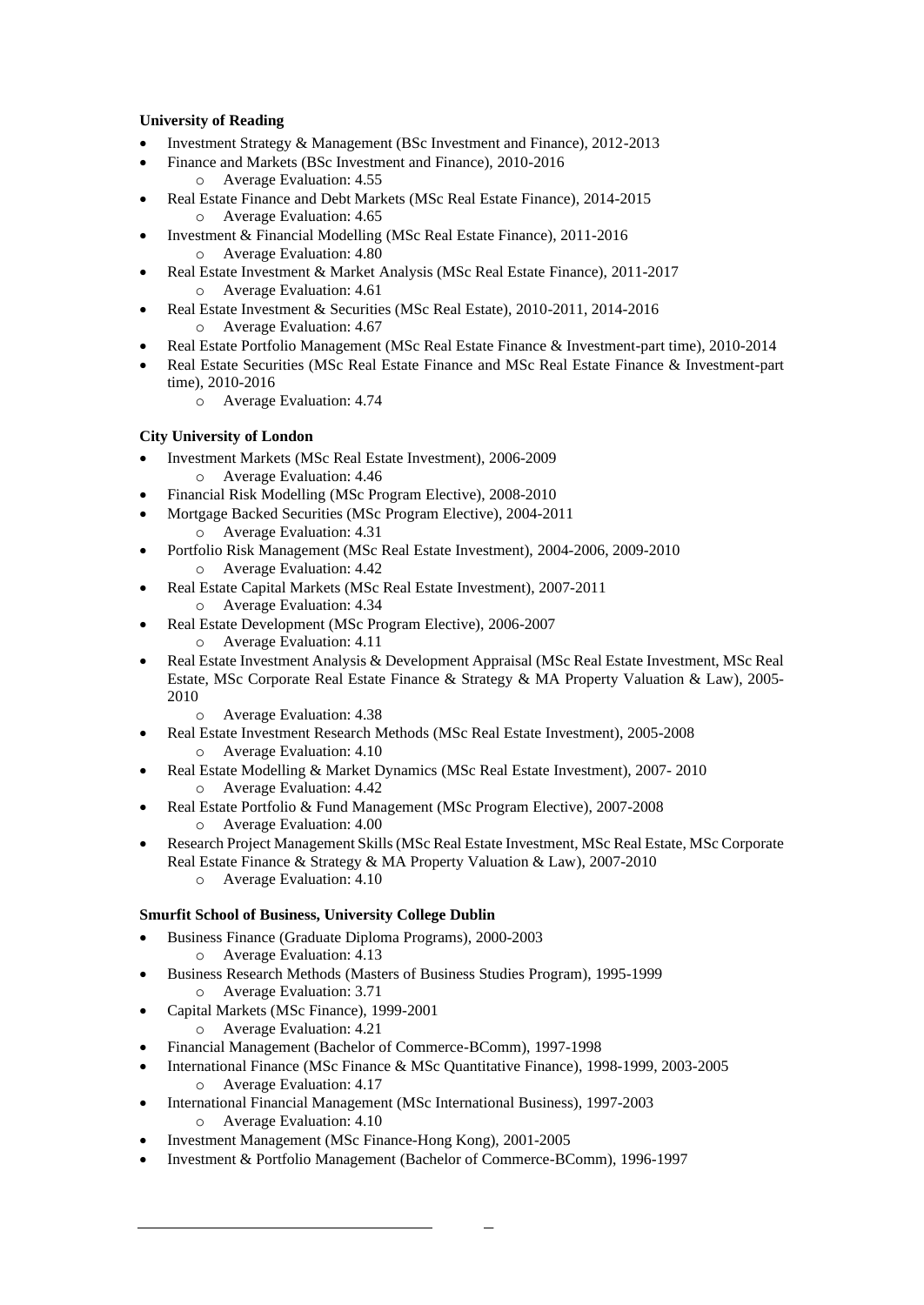**University of Reading**

- Investment Strategy & Management (BSc Investment and Finance), 2012-2013
- Finance and Markets (BSc Investment and Finance), 2010-2016
  - Average Evaluation: 4.55
- Real Estate Finance and Debt Markets (MSc Real Estate Finance), 2014-2015
  - Average Evaluation: 4.65
- Investment & Financial Modelling (MSc Real Estate Finance), 2011-2016
  - Average Evaluation: 4.80
- Real Estate Investment & Market Analysis (MSc Real Estate Finance), 2011-2017
  - Average Evaluation: 4.61
- Real Estate Investment & Securities (MSc Real Estate), 2010-2011, 2014-2016
  - Average Evaluation: 4.67
- Real Estate Portfolio Management (MSc Real Estate Finance & Investment-part time), 2010-2014
- Real Estate Securities (MSc Real Estate Finance and MSc Real Estate Finance & Investment-part time), 2010-2016
  - Average Evaluation: 4.74

**City University of London**

- Investment Markets (MSc Real Estate Investment), 2006-2009
  - Average Evaluation: 4.46
- Financial Risk Modelling (MSc Program Elective), 2008-2010
- Mortgage Backed Securities (MSc Program Elective), 2004-2011
  - Average Evaluation: 4.31
- Portfolio Risk Management (MSc Real Estate Investment), 2004-2006, 2009-2010
  - Average Evaluation: 4.42
- Real Estate Capital Markets (MSc Real Estate Investment), 2007-2011
  - Average Evaluation: 4.34
- Real Estate Development (MSc Program Elective), 2006-2007
  - Average Evaluation: 4.11
- Real Estate Investment Analysis & Development Appraisal (MSc Real Estate Investment, MSc Real Estate, MSc Corporate Real Estate Finance & Strategy & MA Property Valuation & Law), 2005-2010
  - Average Evaluation: 4.38
- Real Estate Investment Research Methods (MSc Real Estate Investment), 2005-2008
  - Average Evaluation: 4.10
- Real Estate Modelling & Market Dynamics (MSc Real Estate Investment), 2007- 2010
  - Average Evaluation: 4.42
- Real Estate Portfolio & Fund Management (MSc Program Elective), 2007-2008
  - Average Evaluation: 4.00
- Research Project Management Skills (MSc Real Estate Investment, MSc Real Estate, MSc Corporate Real Estate Finance & Strategy & MA Property Valuation & Law), 2007-2010
  - Average Evaluation: 4.10

**Smurfit School of Business, University College Dublin**

- Business Finance (Graduate Diploma Programs), 2000-2003
  - Average Evaluation: 4.13
- Business Research Methods (Masters of Business Studies Program), 1995-1999
  - Average Evaluation: 3.71
- Capital Markets (MSc Finance), 1999-2001
  - Average Evaluation: 4.21
- Financial Management (Bachelor of Commerce-BComm), 1997-1998
- International Finance (MSc Finance & MSc Quantitative Finance), 1998-1999, 2003-2005
  - Average Evaluation: 4.17
- International Financial Management (MSc International Business), 1997-2003
  - Average Evaluation: 4.10
- Investment Management (MSc Finance-Hong Kong), 2001-2005
- Investment & Portfolio Management (Bachelor of Commerce-BComm), 1996-1997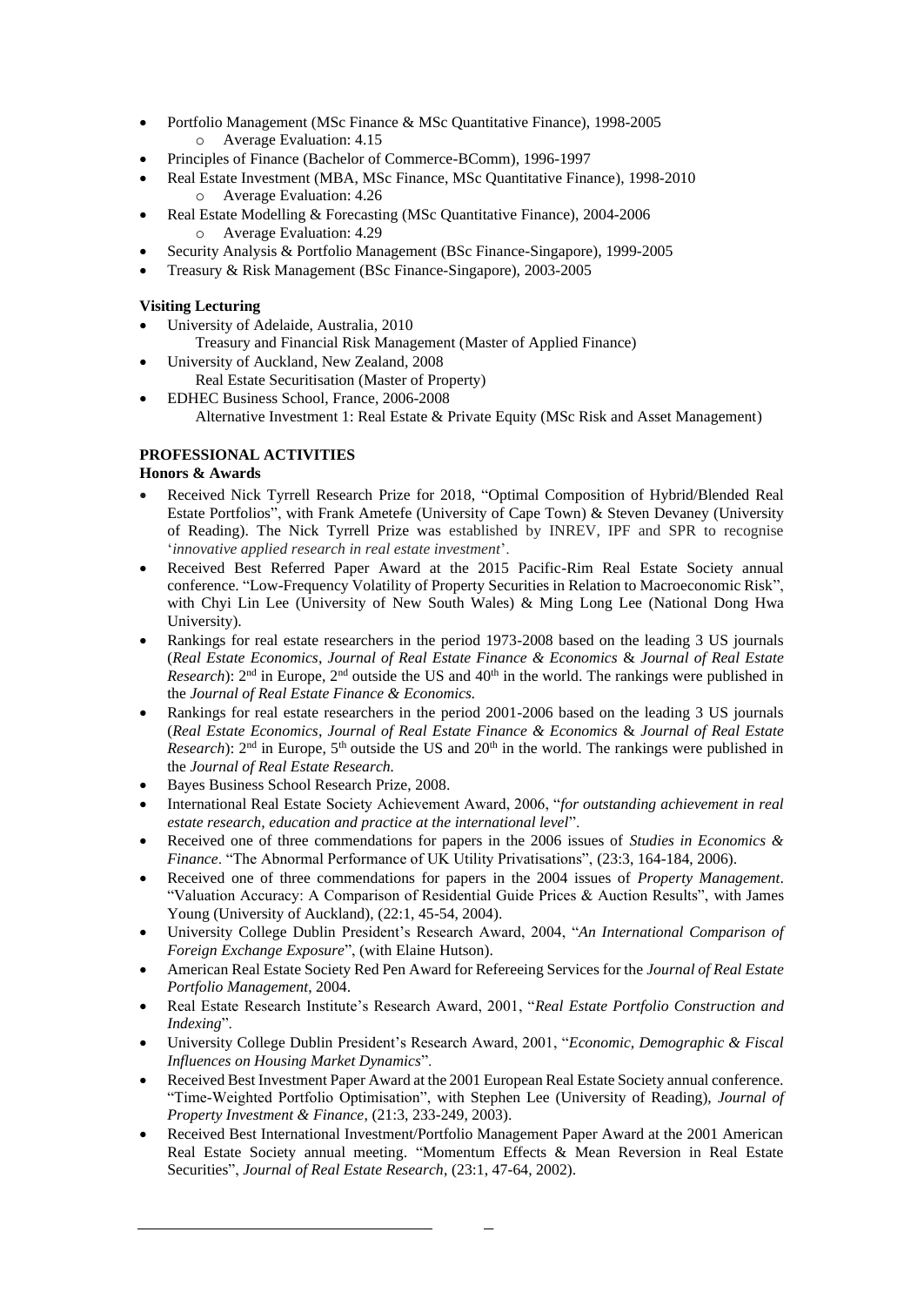- Portfolio Management (MSc Finance & MSc Quantitative Finance), 1998-2005
  - Average Evaluation: 4.15
- Principles of Finance (Bachelor of Commerce-BComm), 1996-1997
- Real Estate Investment (MBA, MSc Finance, MSc Quantitative Finance), 1998-2010
  - Average Evaluation: 4.26
- Real Estate Modelling & Forecasting (MSc Quantitative Finance), 2004-2006
  - Average Evaluation: 4.29
- Security Analysis & Portfolio Management (BSc Finance-Singapore), 1999-2005
- Treasury & Risk Management (BSc Finance-Singapore), 2003-2005

**Visiting Lecturing**

- University of Adelaide, Australia, 2010
  Treasury and Financial Risk Management (Master of Applied Finance)
- University of Auckland, New Zealand, 2008
  Real Estate Securitisation (Master of Property)
- EDHEC Business School, France, 2006-2008
  Alternative Investment 1: Real Estate & Private Equity (MSc Risk and Asset Management)

**PROFESSIONAL ACTIVITIES**

**Honors & Awards**

- Received Nick Tyrrell Research Prize for 2018, "Optimal Composition of Hybrid/Blended Real Estate Portfolios", with Frank Ametefe (University of Cape Town) & Steven Devaney (University of Reading). The Nick Tyrrell Prize was established by INREV, IPF and SPR to recognise '*innovative applied research in real estate investment*'.
- Received Best Referred Paper Award at the 2015 Pacific-Rim Real Estate Society annual conference. "Low-Frequency Volatility of Property Securities in Relation to Macroeconomic Risk", with Chyi Lin Lee (University of New South Wales) & Ming Long Lee (National Dong Hwa University).
- Rankings for real estate researchers in the period 1973-2008 based on the leading 3 US journals (*Real Estate Economics*, *Journal of Real Estate Finance & Economics* & *Journal of Real Estate Research*): 2nd in Europe, 2nd outside the US and 40th in the world. The rankings were published in the *Journal of Real Estate Finance & Economics.*
- Rankings for real estate researchers in the period 2001-2006 based on the leading 3 US journals (*Real Estate Economics*, *Journal of Real Estate Finance & Economics* & *Journal of Real Estate Research*): 2nd in Europe, 5th outside the US and 20th in the world. The rankings were published in the *Journal of Real Estate Research.*
- Bayes Business School Research Prize, 2008.
- International Real Estate Society Achievement Award, 2006, "*for outstanding achievement in real estate research, education and practice at the international level*".
- Received one of three commendations for papers in the 2006 issues of *Studies in Economics & Finance*. "The Abnormal Performance of UK Utility Privatisations", (23:3, 164-184, 2006).
- Received one of three commendations for papers in the 2004 issues of *Property Management*. "Valuation Accuracy: A Comparison of Residential Guide Prices & Auction Results", with James Young (University of Auckland), (22:1, 45-54, 2004).
- University College Dublin President's Research Award, 2004, "*An International Comparison of Foreign Exchange Exposure*", (with Elaine Hutson).
- American Real Estate Society Red Pen Award for Refereeing Services for the *Journal of Real Estate Portfolio Management*, 2004.
- Real Estate Research Institute's Research Award, 2001, "*Real Estate Portfolio Construction and Indexing*".
- University College Dublin President's Research Award, 2001, "*Economic, Demographic & Fiscal Influences on Housing Market Dynamics*".
- Received Best Investment Paper Award at the 2001 European Real Estate Society annual conference. "Time-Weighted Portfolio Optimisation", with Stephen Lee (University of Reading), *Journal of Property Investment & Finance*, (21:3, 233-249, 2003).
- Received Best International Investment/Portfolio Management Paper Award at the 2001 American Real Estate Society annual meeting. "Momentum Effects & Mean Reversion in Real Estate Securities", *Journal of Real Estate Research*, (23:1, 47-64, 2002).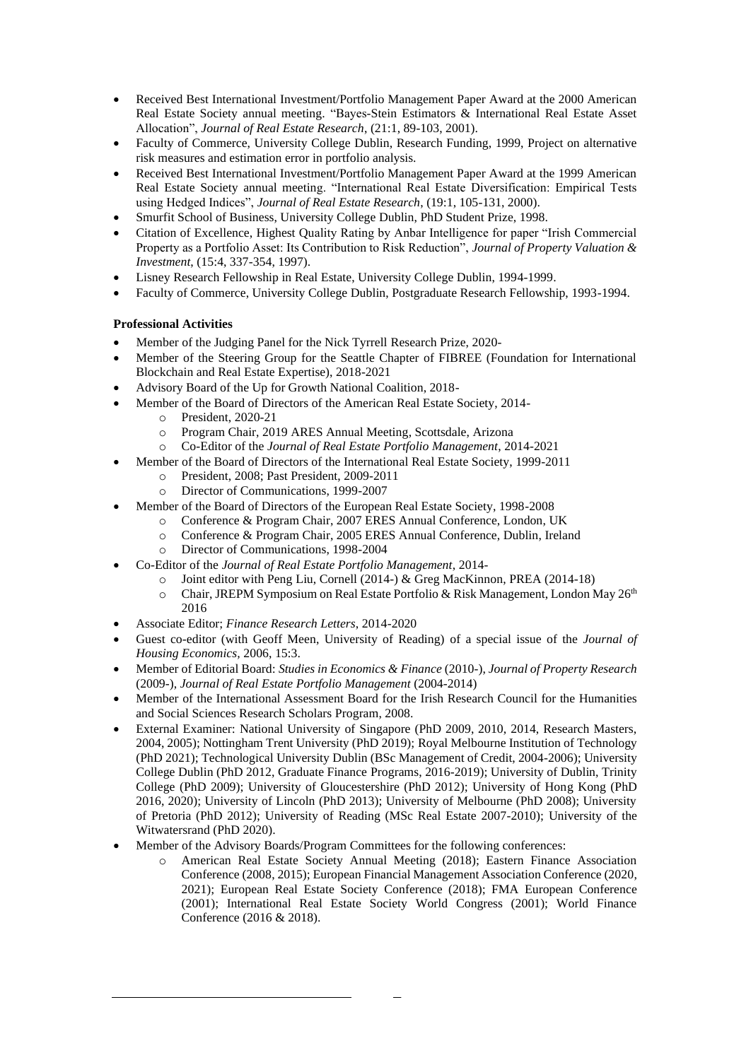- Received Best International Investment/Portfolio Management Paper Award at the 2000 American Real Estate Society annual meeting. "Bayes-Stein Estimators & International Real Estate Asset Allocation", *Journal of Real Estate Research*, (21:1, 89-103, 2001).
- Faculty of Commerce, University College Dublin, Research Funding, 1999, Project on alternative risk measures and estimation error in portfolio analysis.
- Received Best International Investment/Portfolio Management Paper Award at the 1999 American Real Estate Society annual meeting. "International Real Estate Diversification: Empirical Tests using Hedged Indices", *Journal of Real Estate Research*, (19:1, 105-131, 2000).
- Smurfit School of Business, University College Dublin, PhD Student Prize, 1998.
- Citation of Excellence, Highest Quality Rating by Anbar Intelligence for paper "Irish Commercial Property as a Portfolio Asset: Its Contribution to Risk Reduction", *Journal of Property Valuation & Investment*, (15:4, 337-354, 1997).
- Lisney Research Fellowship in Real Estate, University College Dublin, 1994-1999.
- Faculty of Commerce, University College Dublin, Postgraduate Research Fellowship, 1993-1994.

**Professional Activities**

- Member of the Judging Panel for the Nick Tyrrell Research Prize, 2020-
- Member of the Steering Group for the Seattle Chapter of FIBREE (Foundation for International Blockchain and Real Estate Expertise), 2018-2021
- Advisory Board of the Up for Growth National Coalition, 2018-
- Member of the Board of Directors of the American Real Estate Society, 2014-
  - President, 2020-21
  - Program Chair, 2019 ARES Annual Meeting, Scottsdale, Arizona
  - Co-Editor of the *Journal of Real Estate Portfolio Management*, 2014-2021
- Member of the Board of Directors of the International Real Estate Society, 1999-2011
  - President, 2008; Past President, 2009-2011
  - Director of Communications, 1999-2007
- Member of the Board of Directors of the European Real Estate Society, 1998-2008
  - Conference & Program Chair, 2007 ERES Annual Conference, London, UK
  - Conference & Program Chair, 2005 ERES Annual Conference, Dublin, Ireland
  - Director of Communications, 1998-2004
- Co-Editor of the *Journal of Real Estate Portfolio Management*, 2014-
  - Joint editor with Peng Liu, Cornell (2014-) & Greg MacKinnon, PREA (2014-18)
  - Chair, JREPM Symposium on Real Estate Portfolio & Risk Management, London May 26th 2016
- Associate Editor; *Finance Research Letters*, 2014-2020
- Guest co-editor (with Geoff Meen, University of Reading) of a special issue of the *Journal of Housing Economics*, 2006, 15:3.
- Member of Editorial Board: *Studies in Economics & Finance* (2010-), *Journal of Property Research* (2009-), *Journal of Real Estate Portfolio Management* (2004-2014)
- Member of the International Assessment Board for the Irish Research Council for the Humanities and Social Sciences Research Scholars Program, 2008.
- External Examiner: National University of Singapore (PhD 2009, 2010, 2014, Research Masters, 2004, 2005); Nottingham Trent University (PhD 2019); Royal Melbourne Institution of Technology (PhD 2021); Technological University Dublin (BSc Management of Credit, 2004-2006); University College Dublin (PhD 2012, Graduate Finance Programs, 2016-2019); University of Dublin, Trinity College (PhD 2009); University of Gloucestershire (PhD 2012); University of Hong Kong (PhD 2016, 2020); University of Lincoln (PhD 2013); University of Melbourne (PhD 2008); University of Pretoria (PhD 2012); University of Reading (MSc Real Estate 2007-2010); University of the Witwatersrand (PhD 2020).
- Member of the Advisory Boards/Program Committees for the following conferences:
  - American Real Estate Society Annual Meeting (2018); Eastern Finance Association Conference (2008, 2015); European Financial Management Association Conference (2020, 2021); European Real Estate Society Conference (2018); FMA European Conference (2001); International Real Estate Society World Congress (2001); World Finance Conference (2016 & 2018).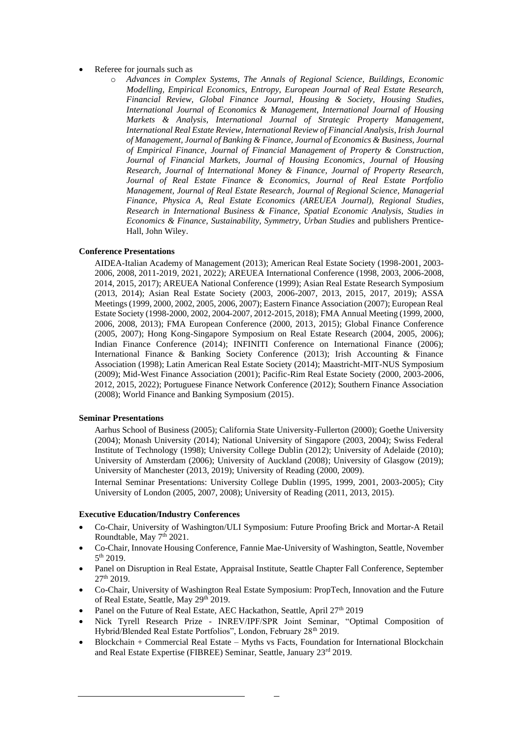- Referee for journals such as
    - *Advances in Complex Systems, The Annals of Regional Science, Buildings, Economic Modelling, Empirical Economics, Entropy, European Journal of Real Estate Research, Financial Review, Global Finance Journal, Housing & Society, Housing Studies, International Journal of Economics & Management, International Journal of Housing Markets & Analysis, International Journal of Strategic Property Management, International Real Estate Review, International Review of Financial Analysis, Irish Journal of Management, Journal of Banking & Finance, Journal of Economics & Business, Journal of Empirical Finance, Journal of Financial Management of Property & Construction, Journal of Financial Markets, Journal of Housing Economics, Journal of Housing Research, Journal of International Money & Finance, Journal of Property Research, Journal of Real Estate Finance & Economics, Journal of Real Estate Portfolio Management, Journal of Real Estate Research, Journal of Regional Science, Managerial Finance, Physica A, Real Estate Economics (AREUEA Journal), Regional Studies, Research in International Business & Finance, Spatial Economic Analysis, Studies in Economics & Finance, Sustainability, Symmetry, Urban Studies* and publishers Prentice-Hall, John Wiley.

**Conference Presentations**

AIDEA-Italian Academy of Management (2013); American Real Estate Society (1998-2001, 2003-2006, 2008, 2011-2019, 2021, 2022); AREUEA International Conference (1998, 2003, 2006-2008, 2014, 2015, 2017); AREUEA National Conference (1999); Asian Real Estate Research Symposium (2013, 2014); Asian Real Estate Society (2003, 2006-2007, 2013, 2015, 2017, 2019); ASSA Meetings (1999, 2000, 2002, 2005, 2006, 2007); Eastern Finance Association (2007); European Real Estate Society (1998-2000, 2002, 2004-2007, 2012-2015, 2018); FMA Annual Meeting (1999, 2000, 2006, 2008, 2013); FMA European Conference (2000, 2013, 2015); Global Finance Conference (2005, 2007); Hong Kong-Singapore Symposium on Real Estate Research (2004, 2005, 2006); Indian Finance Conference (2014); INFINITI Conference on International Finance (2006); International Finance & Banking Society Conference (2013); Irish Accounting & Finance Association (1998); Latin American Real Estate Society (2014); Maastricht-MIT-NUS Symposium (2009); Mid-West Finance Association (2001); Pacific-Rim Real Estate Society (2000, 2003-2006, 2012, 2015, 2022); Portuguese Finance Network Conference (2012); Southern Finance Association (2008); World Finance and Banking Symposium (2015).

**Seminar Presentations**

Aarhus School of Business (2005); California State University-Fullerton (2000); Goethe University (2004); Monash University (2014); National University of Singapore (2003, 2004); Swiss Federal Institute of Technology (1998); University College Dublin (2012); University of Adelaide (2010); University of Amsterdam (2006); University of Auckland (2008); University of Glasgow (2019); University of Manchester (2013, 2019); University of Reading (2000, 2009).

Internal Seminar Presentations: University College Dublin (1995, 1999, 2001, 2003-2005); City University of London (2005, 2007, 2008); University of Reading (2011, 2013, 2015).

**Executive Education/Industry Conferences**

- Co-Chair, University of Washington/ULI Symposium: Future Proofing Brick and Mortar-A Retail Roundtable, May 7th 2021.
- Co-Chair, Innovate Housing Conference, Fannie Mae-University of Washington, Seattle, November 5th 2019.
- Panel on Disruption in Real Estate, Appraisal Institute, Seattle Chapter Fall Conference, September 27th 2019.
- Co-Chair, University of Washington Real Estate Symposium: PropTech, Innovation and the Future of Real Estate, Seattle, May 29th 2019.
- Panel on the Future of Real Estate, AEC Hackathon, Seattle, April 27th 2019
- Nick Tyrell Research Prize - INREV/IPF/SPR Joint Seminar, "Optimal Composition of Hybrid/Blended Real Estate Portfolios", London, February 28th 2019.
- Blockchain + Commercial Real Estate – Myths vs Facts, Foundation for International Blockchain and Real Estate Expertise (FIBREE) Seminar, Seattle, January 23rd 2019.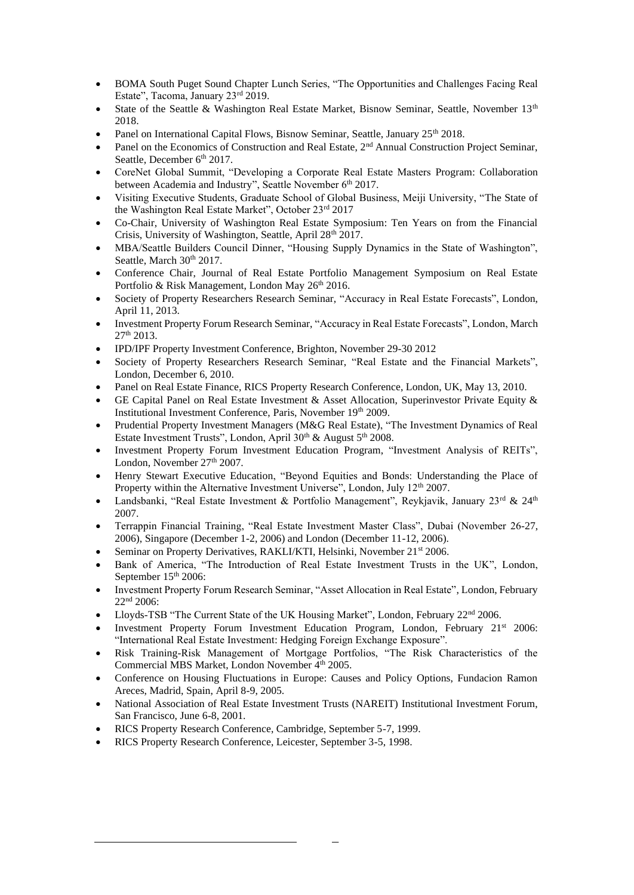- BOMA South Puget Sound Chapter Lunch Series, "The Opportunities and Challenges Facing Real Estate", Tacoma, January 23rd 2019.
- State of the Seattle & Washington Real Estate Market, Bisnow Seminar, Seattle, November 13th 2018.
- Panel on International Capital Flows, Bisnow Seminar, Seattle, January 25th 2018.
- Panel on the Economics of Construction and Real Estate, 2nd Annual Construction Project Seminar, Seattle, December 6th 2017.
- CoreNet Global Summit, "Developing a Corporate Real Estate Masters Program: Collaboration between Academia and Industry", Seattle November 6th 2017.
- Visiting Executive Students, Graduate School of Global Business, Meiji University, "The State of the Washington Real Estate Market", October 23rd 2017
- Co-Chair, University of Washington Real Estate Symposium: Ten Years on from the Financial Crisis, University of Washington, Seattle, April 28th 2017.
- MBA/Seattle Builders Council Dinner, "Housing Supply Dynamics in the State of Washington", Seattle, March 30th 2017.
- Conference Chair, Journal of Real Estate Portfolio Management Symposium on Real Estate Portfolio & Risk Management, London May 26th 2016.
- Society of Property Researchers Research Seminar, "Accuracy in Real Estate Forecasts", London, April 11, 2013.
- Investment Property Forum Research Seminar, "Accuracy in Real Estate Forecasts", London, March 27th 2013.
- IPD/IPF Property Investment Conference, Brighton, November 29-30 2012
- Society of Property Researchers Research Seminar, "Real Estate and the Financial Markets", London, December 6, 2010.
- Panel on Real Estate Finance, RICS Property Research Conference, London, UK, May 13, 2010.
- GE Capital Panel on Real Estate Investment & Asset Allocation, Superinvestor Private Equity & Institutional Investment Conference, Paris, November 19th 2009.
- Prudential Property Investment Managers (M&G Real Estate), "The Investment Dynamics of Real Estate Investment Trusts", London, April 30th & August 5th 2008.
- Investment Property Forum Investment Education Program, "Investment Analysis of REITs", London, November 27th 2007.
- Henry Stewart Executive Education, "Beyond Equities and Bonds: Understanding the Place of Property within the Alternative Investment Universe", London, July 12th 2007.
- Landsbanki, "Real Estate Investment & Portfolio Management", Reykjavik, January 23rd & 24th 2007.
- Terrappin Financial Training, "Real Estate Investment Master Class", Dubai (November 26-27, 2006), Singapore (December 1-2, 2006) and London (December 11-12, 2006).
- Seminar on Property Derivatives, RAKLI/KTI, Helsinki, November 21st 2006.
- Bank of America, "The Introduction of Real Estate Investment Trusts in the UK", London, September 15th 2006:
- Investment Property Forum Research Seminar, "Asset Allocation in Real Estate", London, February 22nd 2006:
- Lloyds-TSB "The Current State of the UK Housing Market", London, February 22nd 2006.
- Investment Property Forum Investment Education Program, London, February 21st 2006: "International Real Estate Investment: Hedging Foreign Exchange Exposure".
- Risk Training-Risk Management of Mortgage Portfolios, "The Risk Characteristics of the Commercial MBS Market, London November 4th 2005.
- Conference on Housing Fluctuations in Europe: Causes and Policy Options, Fundacion Ramon Areces, Madrid, Spain, April 8-9, 2005.
- National Association of Real Estate Investment Trusts (NAREIT) Institutional Investment Forum, San Francisco, June 6-8, 2001.
- RICS Property Research Conference, Cambridge, September 5-7, 1999.
- RICS Property Research Conference, Leicester, September 3-5, 1998.